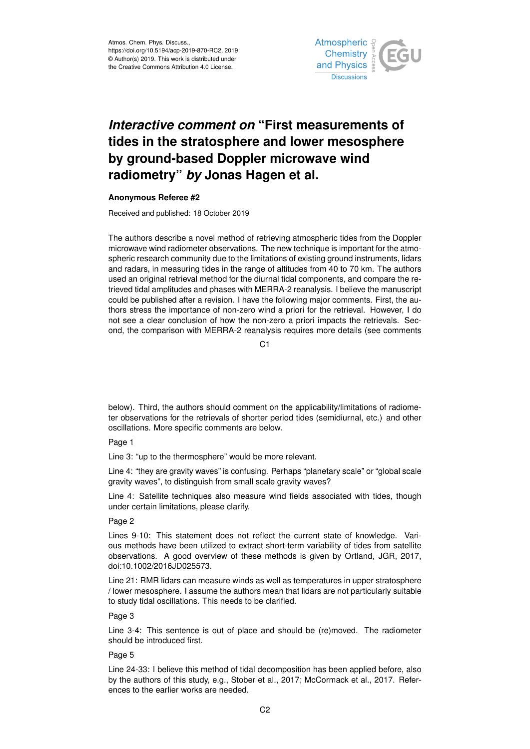# *Interactive comment on* "First measurements of tides in the stratosphere and lower mesosphere by ground-based Doppler microwave wind radiometry" *by* Jonas Hagen et al.

**Anonymous Referee #2**

Received and published: 18 October 2019

The authors describe a novel method of retrieving atmospheric tides from the Doppler microwave wind radiometer observations. The new technique is important for the atmospheric research community due to the limitations of existing ground instruments, lidars and radars, in measuring tides in the range of altitudes from 40 to 70 km. The authors used an original retrieval method for the diurnal tidal components, and compare the retrieved tidal amplitudes and phases with MERRA-2 reanalysis. I believe the manuscript could be published after a revision. I have the following major comments. First, the authors stress the importance of non-zero wind a priori for the retrieval. However, I do not see a clear conclusion of how the non-zero a priori impacts the retrievals. Second, the comparison with MERRA-2 reanalysis requires more details (see comments below). Third, the authors should comment on the applicability/limitations of radiometer observations for the retrievals of shorter period tides (semidiurnal, etc.) and other oscillations. More specific comments are below.

Page 1

Line 3: "up to the thermosphere" would be more relevant.

Line 4: "they are gravity waves" is confusing. Perhaps "planetary scale" or "global scale gravity waves", to distinguish from small scale gravity waves?

Line 4: Satellite techniques also measure wind fields associated with tides, though under certain limitations, please clarify.

Page 2

Lines 9-10: This statement does not reflect the current state of knowledge. Various methods have been utilized to extract short-term variability of tides from satellite observations. A good overview of these methods is given by Ortland, JGR, 2017, doi:10.1002/2016JD025573.

Line 21: RMR lidars can measure winds as well as temperatures in upper stratosphere / lower mesosphere. I assume the authors mean that lidars are not particularly suitable to study tidal oscillations. This needs to be clarified.

Page 3

Line 3-4: This sentence is out of place and should be (re)moved. The radiometer should be introduced first.

Page 5

Line 24-33: I believe this method of tidal decomposition has been applied before, also by the authors of this study, e.g., Stober et al., 2017; McCormack et al., 2017. References to the earlier works are needed.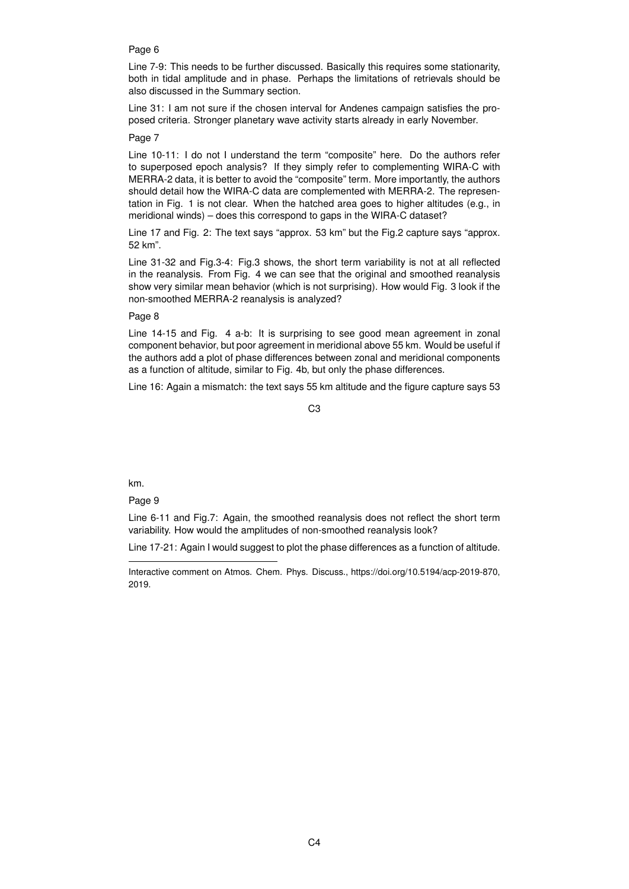Page 6

Line 7-9: This needs to be further discussed. Basically this requires some stationarity, both in tidal amplitude and in phase. Perhaps the limitations of retrievals should be also discussed in the Summary section.

Line 31: I am not sure if the chosen interval for Andenes campaign satisfies the proposed criteria. Stronger planetary wave activity starts already in early November.

Page 7

Line 10-11: I do not I understand the term "composite" here. Do the authors refer to superposed epoch analysis? If they simply refer to complementing WIRA-C with MERRA-2 data, it is better to avoid the "composite" term. More importantly, the authors should detail how the WIRA-C data are complemented with MERRA-2. The representation in Fig. 1 is not clear. When the hatched area goes to higher altitudes (e.g., in meridional winds) – does this correspond to gaps in the WIRA-C dataset?

Line 17 and Fig. 2: The text says "approx. 53 km" but the Fig.2 capture says "approx. 52 km".

Line 31-32 and Fig.3-4: Fig.3 shows, the short term variability is not at all reflected in the reanalysis. From Fig. 4 we can see that the original and smoothed reanalysis show very similar mean behavior (which is not surprising). How would Fig. 3 look if the non-smoothed MERRA-2 reanalysis is analyzed?

Page 8

Line 14-15 and Fig. 4 a-b: It is surprising to see good mean agreement in zonal component behavior, but poor agreement in meridional above 55 km. Would be useful if the authors add a plot of phase differences between zonal and meridional components as a function of altitude, similar to Fig. 4b, but only the phase differences.

Line 16: Again a mismatch: the text says 55 km altitude and the figure capture says 53 km.

Page 9

Line 6-11 and Fig.7: Again, the smoothed reanalysis does not reflect the short term variability. How would the amplitudes of non-smoothed reanalysis look?

Line 17-21: Again I would suggest to plot the phase differences as a function of altitude.

---

Interactive comment on Atmos. Chem. Phys. Discuss., https://doi.org/10.5194/acp-2019-870, 2019.